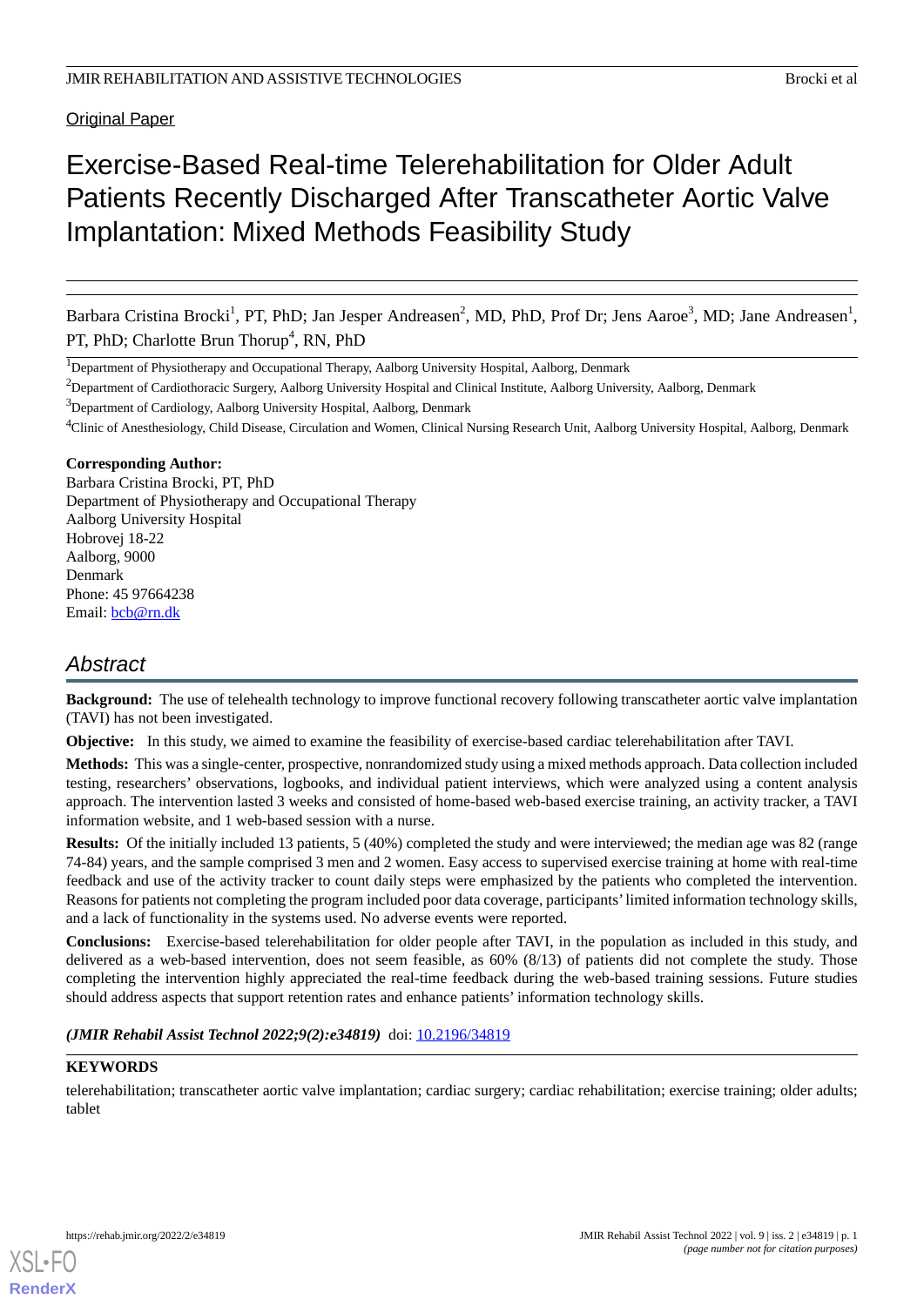Original Paper

# Exercise-Based Real-time Telerehabilitation for Older Adult Patients Recently Discharged After Transcatheter Aortic Valve Implantation: Mixed Methods Feasibility Study

Barbara Cristina Brocki[1], PT, PhD; Jan Jesper Andreasen[2], MD, PhD, Prof Dr; Jens Aaroe[3], MD; Jane Andreasen[1], PT, PhD; Charlotte Brun Thorup[4], RN, PhD

[1]Department of Physiotherapy and Occupational Therapy, Aalborg University Hospital, Aalborg, Denmark

[2]Department of Cardiothoracic Surgery, Aalborg University Hospital and Clinical Institute, Aalborg University, Aalborg, Denmark

[3]Department of Cardiology, Aalborg University Hospital, Aalborg, Denmark

[4]Clinic of Anesthesiology, Child Disease, Circulation and Women, Clinical Nursing Research Unit, Aalborg University Hospital, Aalborg, Denmark

**Corresponding Author:**
Barbara Cristina Brocki, PT, PhD
Department of Physiotherapy and Occupational Therapy
Aalborg University Hospital
Hobrovej 18-22
Aalborg, 9000
Denmark
Phone: 45 97664238
Email: bcb@rn.dk

## Abstract

**Background:** The use of telehealth technology to improve functional recovery following transcatheter aortic valve implantation (TAVI) has not been investigated.

**Objective:** In this study, we aimed to examine the feasibility of exercise-based cardiac telerehabilitation after TAVI.

**Methods:** This was a single-center, prospective, nonrandomized study using a mixed methods approach. Data collection included testing, researchers' observations, logbooks, and individual patient interviews, which were analyzed using a content analysis approach. The intervention lasted 3 weeks and consisted of home-based web-based exercise training, an activity tracker, a TAVI information website, and 1 web-based session with a nurse.

**Results:** Of the initially included 13 patients, 5 (40%) completed the study and were interviewed; the median age was 82 (range 74-84) years, and the sample comprised 3 men and 2 women. Easy access to supervised exercise training at home with real-time feedback and use of the activity tracker to count daily steps were emphasized by the patients who completed the intervention. Reasons for patients not completing the program included poor data coverage, participants' limited information technology skills, and a lack of functionality in the systems used. No adverse events were reported.

**Conclusions:** Exercise-based telerehabilitation for older people after TAVI, in the population as included in this study, and delivered as a web-based intervention, does not seem feasible, as 60% (8/13) of patients did not complete the study. Those completing the intervention highly appreciated the real-time feedback during the web-based training sessions. Future studies should address aspects that support retention rates and enhance patients' information technology skills.

***(JMIR Rehabil Assist Technol 2022;9(2):e34819)*** doi: 10.2196/34819

**KEYWORDS**

telerehabilitation; transcatheter aortic valve implantation; cardiac surgery; cardiac rehabilitation; exercise training; older adults; tablet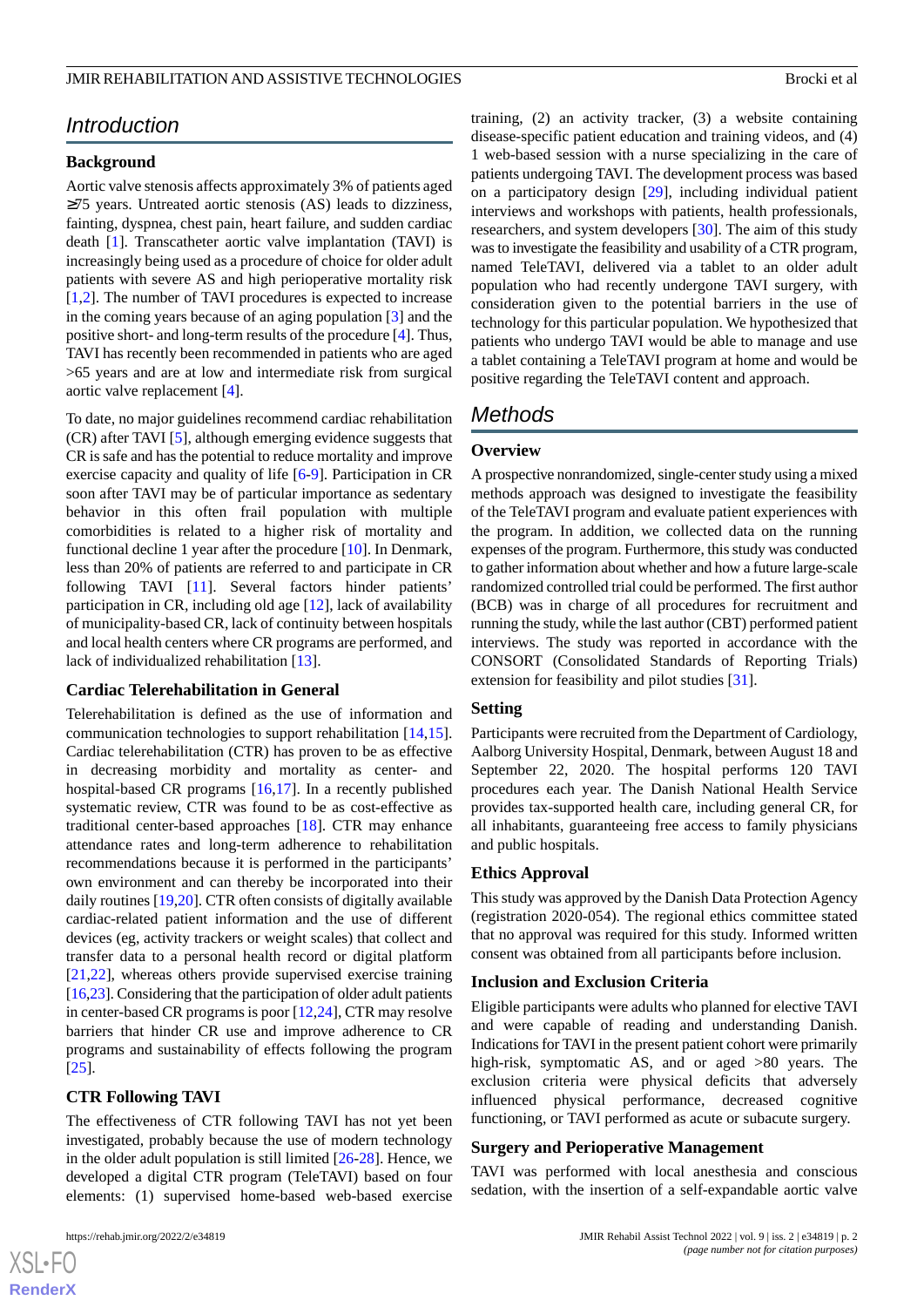## Introduction

### Background

Aortic valve stenosis affects approximately 3% of patients aged ≥75 years. Untreated aortic stenosis (AS) leads to dizziness, fainting, dyspnea, chest pain, heart failure, and sudden cardiac death [1]. Transcatheter aortic valve implantation (TAVI) is increasingly being used as a procedure of choice for older adult patients with severe AS and high perioperative mortality risk [1,2]. The number of TAVI procedures is expected to increase in the coming years because of an aging population [3] and the positive short- and long-term results of the procedure [4]. Thus, TAVI has recently been recommended in patients who are aged >65 years and are at low and intermediate risk from surgical aortic valve replacement [4].

To date, no major guidelines recommend cardiac rehabilitation (CR) after TAVI [5], although emerging evidence suggests that CR is safe and has the potential to reduce mortality and improve exercise capacity and quality of life [6-9]. Participation in CR soon after TAVI may be of particular importance as sedentary behavior in this often frail population with multiple comorbidities is related to a higher risk of mortality and functional decline 1 year after the procedure [10]. In Denmark, less than 20% of patients are referred to and participate in CR following TAVI [11]. Several factors hinder patients' participation in CR, including old age [12], lack of availability of municipality-based CR, lack of continuity between hospitals and local health centers where CR programs are performed, and lack of individualized rehabilitation [13].

### Cardiac Telerehabilitation in General

Telerehabilitation is defined as the use of information and communication technologies to support rehabilitation [14,15]. Cardiac telerehabilitation (CTR) has proven to be as effective in decreasing morbidity and mortality as center- and hospital-based CR programs [16,17]. In a recently published systematic review, CTR was found to be as cost-effective as traditional center-based approaches [18]. CTR may enhance attendance rates and long-term adherence to rehabilitation recommendations because it is performed in the participants' own environment and can thereby be incorporated into their daily routines [19,20]. CTR often consists of digitally available cardiac-related patient information and the use of different devices (eg, activity trackers or weight scales) that collect and transfer data to a personal health record or digital platform [21,22], whereas others provide supervised exercise training [16,23]. Considering that the participation of older adult patients in center-based CR programs is poor [12,24], CTR may resolve barriers that hinder CR use and improve adherence to CR programs and sustainability of effects following the program [25].

### CTR Following TAVI

The effectiveness of CTR following TAVI has not yet been investigated, probably because the use of modern technology in the older adult population is still limited [26-28]. Hence, we developed a digital CTR program (TeleTAVI) based on four elements: (1) supervised home-based web-based exercise training, (2) an activity tracker, (3) a website containing disease-specific patient education and training videos, and (4) 1 web-based session with a nurse specializing in the care of patients undergoing TAVI. The development process was based on a participatory design [29], including individual patient interviews and workshops with patients, health professionals, researchers, and system developers [30]. The aim of this study was to investigate the feasibility and usability of a CTR program, named TeleTAVI, delivered via a tablet to an older adult population who had recently undergone TAVI surgery, with consideration given to the potential barriers in the use of technology for this particular population. We hypothesized that patients who undergo TAVI would be able to manage and use a tablet containing a TeleTAVI program at home and would be positive regarding the TeleTAVI content and approach.

## Methods

### Overview

A prospective nonrandomized, single-center study using a mixed methods approach was designed to investigate the feasibility of the TeleTAVI program and evaluate patient experiences with the program. In addition, we collected data on the running expenses of the program. Furthermore, this study was conducted to gather information about whether and how a future large-scale randomized controlled trial could be performed. The first author (BCB) was in charge of all procedures for recruitment and running the study, while the last author (CBT) performed patient interviews. The study was reported in accordance with the CONSORT (Consolidated Standards of Reporting Trials) extension for feasibility and pilot studies [31].

### Setting

Participants were recruited from the Department of Cardiology, Aalborg University Hospital, Denmark, between August 18 and September 22, 2020. The hospital performs 120 TAVI procedures each year. The Danish National Health Service provides tax-supported health care, including general CR, for all inhabitants, guaranteeing free access to family physicians and public hospitals.

### Ethics Approval

This study was approved by the Danish Data Protection Agency (registration 2020-054). The regional ethics committee stated that no approval was required for this study. Informed written consent was obtained from all participants before inclusion.

### Inclusion and Exclusion Criteria

Eligible participants were adults who planned for elective TAVI and were capable of reading and understanding Danish. Indications for TAVI in the present patient cohort were primarily high-risk, symptomatic AS, and or aged >80 years. The exclusion criteria were physical deficits that adversely influenced physical performance, decreased cognitive functioning, or TAVI performed as acute or subacute surgery.

### Surgery and Perioperative Management

TAVI was performed with local anesthesia and conscious sedation, with the insertion of a self-expandable aortic valve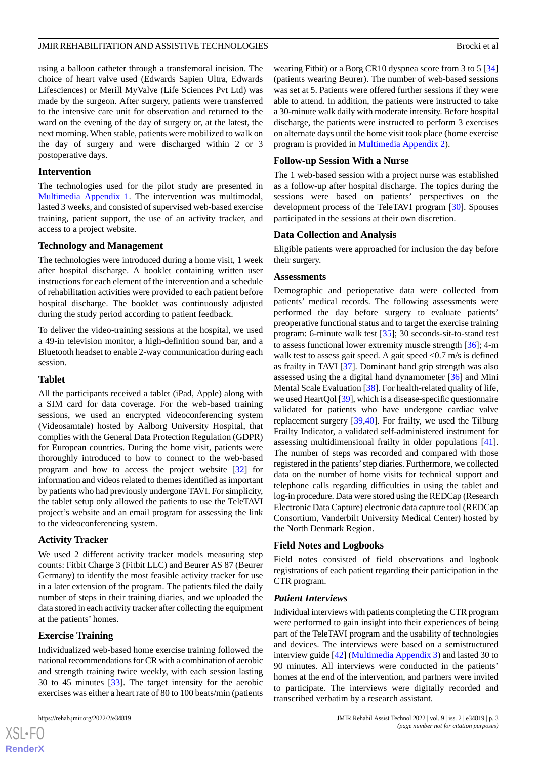using a balloon catheter through a transfemoral incision. The choice of heart valve used (Edwards Sapien Ultra, Edwards Lifesciences) or Merill MyValve (Life Sciences Pvt Ltd) was made by the surgeon. After surgery, patients were transferred to the intensive care unit for observation and returned to the ward on the evening of the day of surgery or, at the latest, the next morning. When stable, patients were mobilized to walk on the day of surgery and were discharged within 2 or 3 postoperative days.

### Intervention

The technologies used for the pilot study are presented in Multimedia Appendix 1. The intervention was multimodal, lasted 3 weeks, and consisted of supervised web-based exercise training, patient support, the use of an activity tracker, and access to a project website.

### Technology and Management

The technologies were introduced during a home visit, 1 week after hospital discharge. A booklet containing written user instructions for each element of the intervention and a schedule of rehabilitation activities were provided to each patient before hospital discharge. The booklet was continuously adjusted during the study period according to patient feedback.

To deliver the video-training sessions at the hospital, we used a 49-in television monitor, a high-definition sound bar, and a Bluetooth headset to enable 2-way communication during each session.

### Tablet

All the participants received a tablet (iPad, Apple) along with a SIM card for data coverage. For the web-based training sessions, we used an encrypted videoconferencing system (Videosamtale) hosted by Aalborg University Hospital, that complies with the General Data Protection Regulation (GDPR) for European countries. During the home visit, patients were thoroughly introduced to how to connect to the web-based program and how to access the project website [32] for information and videos related to themes identified as important by patients who had previously undergone TAVI. For simplicity, the tablet setup only allowed the patients to use the TeleTAVI project's website and an email program for assessing the link to the videoconferencing system.

### Activity Tracker

We used 2 different activity tracker models measuring step counts: Fitbit Charge 3 (Fitbit LLC) and Beurer AS 87 (Beurer Germany) to identify the most feasible activity tracker for use in a later extension of the program. The patients filed the daily number of steps in their training diaries, and we uploaded the data stored in each activity tracker after collecting the equipment at the patients' homes.

### Exercise Training

Individualized web-based home exercise training followed the national recommendations for CR with a combination of aerobic and strength training twice weekly, with each session lasting 30 to 45 minutes [33]. The target intensity for the aerobic exercises was either a heart rate of 80 to 100 beats/min (patients wearing Fitbit) or a Borg CR10 dyspnea score from 3 to 5 [34] (patients wearing Beurer). The number of web-based sessions was set at 5. Patients were offered further sessions if they were able to attend. In addition, the patients were instructed to take a 30-minute walk daily with moderate intensity. Before hospital discharge, the patients were instructed to perform 3 exercises on alternate days until the home visit took place (home exercise program is provided in Multimedia Appendix 2).

### Follow-up Session With a Nurse

The 1 web-based session with a project nurse was established as a follow-up after hospital discharge. The topics during the sessions were based on patients' perspectives on the development process of the TeleTAVI program [30]. Spouses participated in the sessions at their own discretion.

### Data Collection and Analysis

Eligible patients were approached for inclusion the day before their surgery.

### Assessments

Demographic and perioperative data were collected from patients' medical records. The following assessments were performed the day before surgery to evaluate patients' preoperative functional status and to target the exercise training program: 6-minute walk test [35]; 30 seconds-sit-to-stand test to assess functional lower extremity muscle strength [36]; 4-m walk test to assess gait speed. A gait speed <0.7 m/s is defined as frailty in TAVI [37]. Dominant hand grip strength was also assessed using the a digital hand dynamometer [36] and Mini Mental Scale Evaluation [38]. For health-related quality of life, we used HeartQol [39], which is a disease-specific questionnaire validated for patients who have undergone cardiac valve replacement surgery [39,40]. For frailty, we used the Tilburg Frailty Indicator, a validated self-administered instrument for assessing multidimensional frailty in older populations [41]. The number of steps was recorded and compared with those registered in the patients' step diaries. Furthermore, we collected data on the number of home visits for technical support and telephone calls regarding difficulties in using the tablet and log-in procedure. Data were stored using the REDCap (Research Electronic Data Capture) electronic data capture tool (REDCap Consortium, Vanderbilt University Medical Center) hosted by the North Denmark Region.

### Field Notes and Logbooks

Field notes consisted of field observations and logbook registrations of each patient regarding their participation in the CTR program.

#### *Patient Interviews*

Individual interviews with patients completing the CTR program were performed to gain insight into their experiences of being part of the TeleTAVI program and the usability of technologies and devices. The interviews were based on a semistructured interview guide [42] (Multimedia Appendix 3) and lasted 30 to 90 minutes. All interviews were conducted in the patients' homes at the end of the intervention, and partners were invited to participate. The interviews were digitally recorded and transcribed verbatim by a research assistant.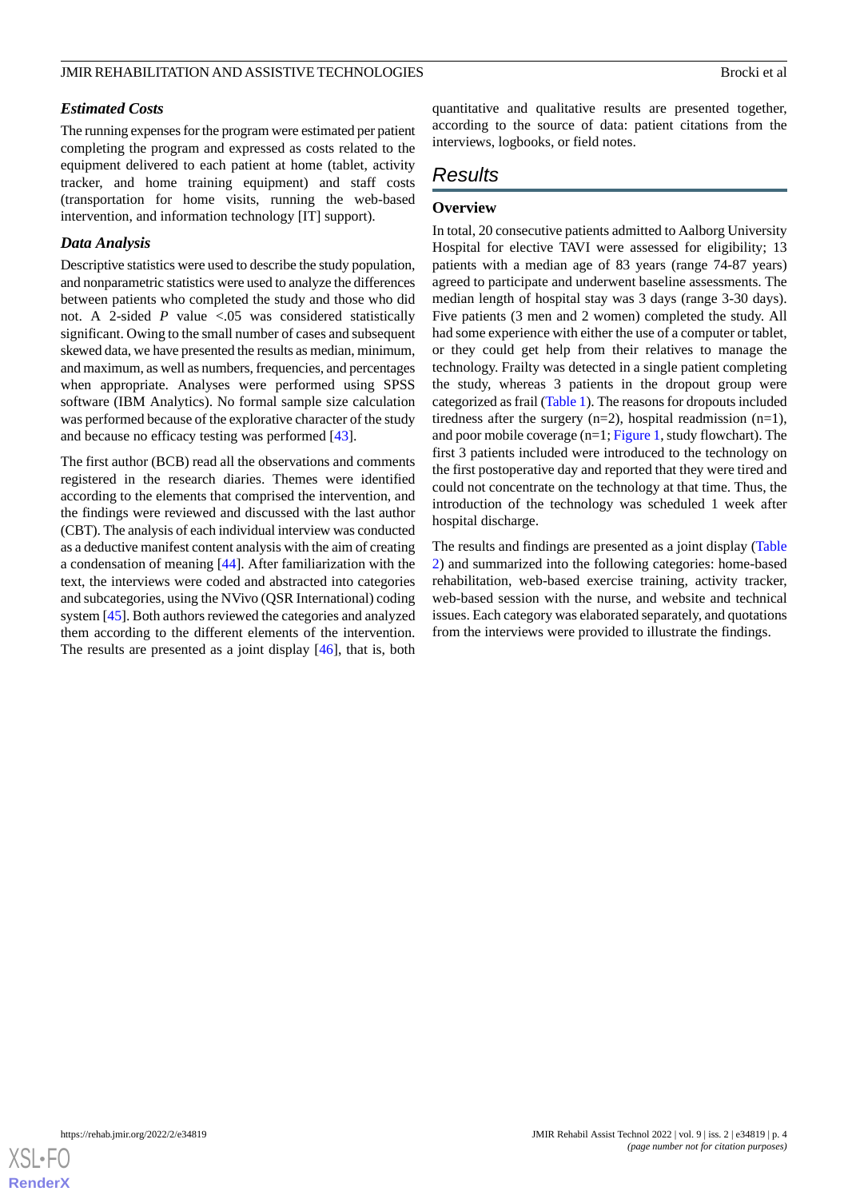### Estimated Costs

The running expenses for the program were estimated per patient completing the program and expressed as costs related to the equipment delivered to each patient at home (tablet, activity tracker, and home training equipment) and staff costs (transportation for home visits, running the web-based intervention, and information technology [IT] support).

### Data Analysis

Descriptive statistics were used to describe the study population, and nonparametric statistics were used to analyze the differences between patients who completed the study and those who did not. A 2-sided *P* value <.05 was considered statistically significant. Owing to the small number of cases and subsequent skewed data, we have presented the results as median, minimum, and maximum, as well as numbers, frequencies, and percentages when appropriate. Analyses were performed using SPSS software (IBM Analytics). No formal sample size calculation was performed because of the explorative character of the study and because no efficacy testing was performed [43].

The first author (BCB) read all the observations and comments registered in the research diaries. Themes were identified according to the elements that comprised the intervention, and the findings were reviewed and discussed with the last author (CBT). The analysis of each individual interview was conducted as a deductive manifest content analysis with the aim of creating a condensation of meaning [44]. After familiarization with the text, the interviews were coded and abstracted into categories and subcategories, using the NVivo (QSR International) coding system [45]. Both authors reviewed the categories and analyzed them according to the different elements of the intervention. The results are presented as a joint display [46], that is, both quantitative and qualitative results are presented together, according to the source of data: patient citations from the interviews, logbooks, or field notes.

## Results

### Overview

In total, 20 consecutive patients admitted to Aalborg University Hospital for elective TAVI were assessed for eligibility; 13 patients with a median age of 83 years (range 74-87 years) agreed to participate and underwent baseline assessments. The median length of hospital stay was 3 days (range 3-30 days). Five patients (3 men and 2 women) completed the study. All had some experience with either the use of a computer or tablet, or they could get help from their relatives to manage the technology. Frailty was detected in a single patient completing the study, whereas 3 patients in the dropout group were categorized as frail (Table 1). The reasons for dropouts included tiredness after the surgery (n=2), hospital readmission (n=1), and poor mobile coverage (n=1; Figure 1, study flowchart). The first 3 patients included were introduced to the technology on the first postoperative day and reported that they were tired and could not concentrate on the technology at that time. Thus, the introduction of the technology was scheduled 1 week after hospital discharge.

The results and findings are presented as a joint display (Table 2) and summarized into the following categories: home-based rehabilitation, web-based exercise training, activity tracker, web-based session with the nurse, and website and technical issues. Each category was elaborated separately, and quotations from the interviews were provided to illustrate the findings.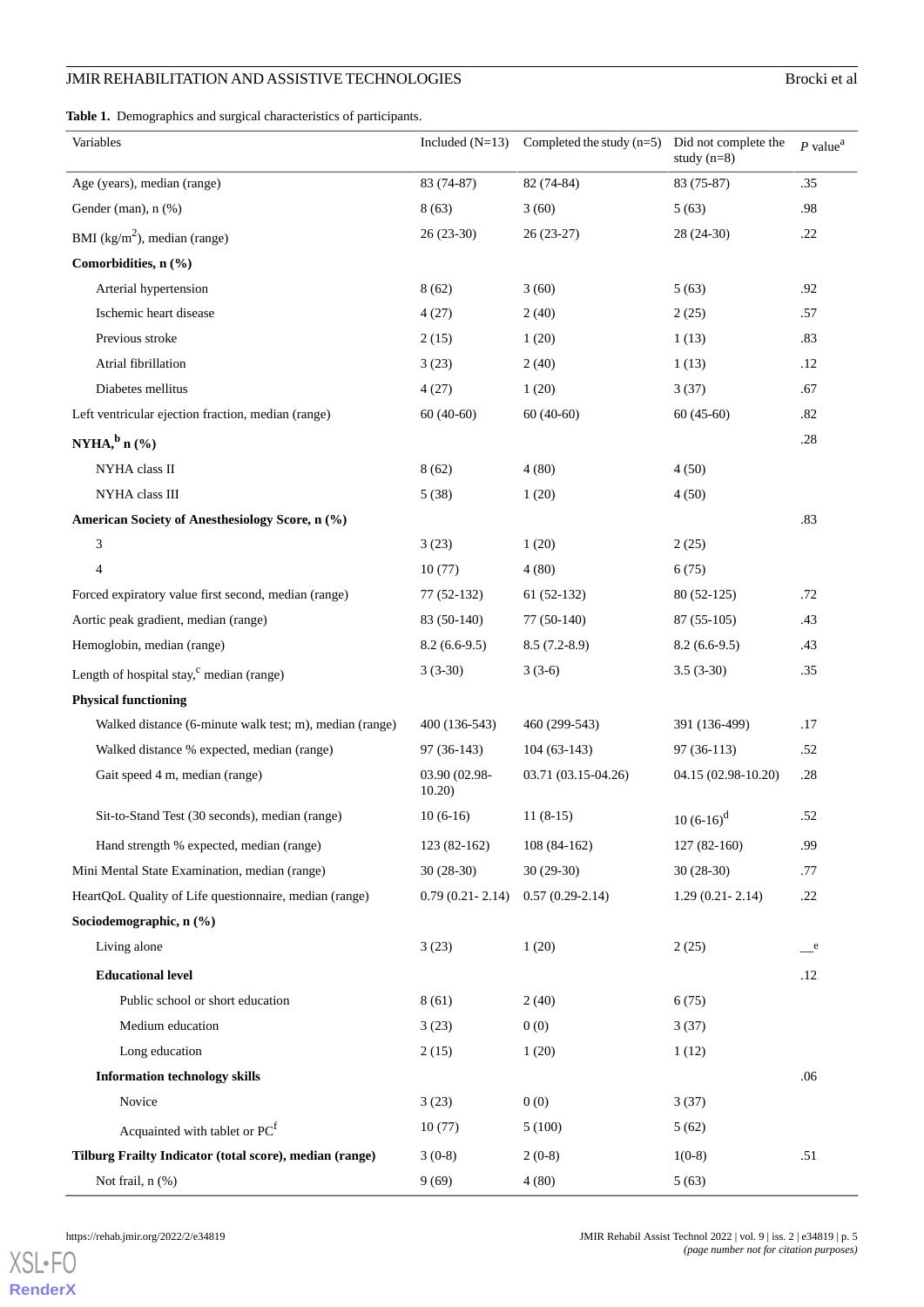**Table 1.** Demographics and surgical characteristics of participants.

| Variables | Included (N=13) | Completed the study (n=5) | Did not complete the study (n=8) | *P* value[a] |
|---|---|---|---|---|
| Age (years), median (range) | 83 (74-87) | 82 (74-84) | 83 (75-87) | .35 |
| Gender (man), n (%) | 8 (63) | 3 (60) | 5 (63) | .98 |
| BMI (kg/m$^2$), median (range) | 26 (23-30) | 26 (23-27) | 28 (24-30) | .22 |
| **Comorbidities, n (%)** | | | | |
| Arterial hypertension | 8 (62) | 3 (60) | 5 (63) | .92 |
| Ischemic heart disease | 4 (27) | 2 (40) | 2 (25) | .57 |
| Previous stroke | 2 (15) | 1 (20) | 1 (13) | .83 |
| Atrial fibrillation | 3 (23) | 2 (40) | 1 (13) | .12 |
| Diabetes mellitus | 4 (27) | 1 (20) | 3 (37) | .67 |
| Left ventricular ejection fraction, median (range) | 60 (40-60) | 60 (40-60) | 60 (45-60) | .82 |
| **NYHA,[b] n (%)** | | | | .28 |
| NYHA class II | 8 (62) | 4 (80) | 4 (50) | |
| NYHA class III | 5 (38) | 1 (20) | 4 (50) | |
| **American Society of Anesthesiology Score, n (%)** | | | | .83 |
| 3 | 3 (23) | 1 (20) | 2 (25) | |
| 4 | 10 (77) | 4 (80) | 6 (75) | |
| Forced expiratory value first second, median (range) | 77 (52-132) | 61 (52-132) | 80 (52-125) | .72 |
| Aortic peak gradient, median (range) | 83 (50-140) | 77 (50-140) | 87 (55-105) | .43 |
| Hemoglobin, median (range) | 8.2 (6.6-9.5) | 8.5 (7.2-8.9) | 8.2 (6.6-9.5) | .43 |
| Length of hospital stay,[c] median (range) | 3 (3-30) | 3 (3-6) | 3.5 (3-30) | .35 |
| **Physical functioning** | | | | |
| Walked distance (6-minute walk test; m), median (range) | 400 (136-543) | 460 (299-543) | 391 (136-499) | .17 |
| Walked distance % expected, median (range) | 97 (36-143) | 104 (63-143) | 97 (36-113) | .52 |
| Gait speed 4 m, median (range) | 03.90 (02.98-10.20) | 03.71 (03.15-04.26) | 04.15 (02.98-10.20) | .28 |
| Sit-to-Stand Test (30 seconds), median (range) | 10 (6-16) | 11 (8-15) | 10 (6-16)[d] | .52 |
| Hand strength % expected, median (range) | 123 (82-162) | 108 (84-162) | 127 (82-160) | .99 |
| Mini Mental State Examination, median (range) | 30 (28-30) | 30 (29-30) | 30 (28-30) | .77 |
| HeartQoL Quality of Life questionnaire, median (range) | 0.79 (0.21- 2.14) | 0.57 (0.29-2.14) | 1.29 (0.21- 2.14) | .22 |
| **Sociodemographic, n (%)** | | | | |
| Living alone | 3 (23) | 1 (20) | 2 (25) | —[e] |
| **Educational level** | | | | .12 |
| Public school or short education | 8 (61) | 2 (40) | 6 (75) | |
| Medium education | 3 (23) | 0 (0) | 3 (37) | |
| Long education | 2 (15) | 1 (20) | 1 (12) | |
| **Information technology skills** | | | | .06 |
| Novice | 3 (23) | 0 (0) | 3 (37) | |
| Acquainted with tablet or PC[f] | 10 (77) | 5 (100) | 5 (62) | |
| **Tilburg Frailty Indicator (total score), median (range)** | 3 (0-8) | 2 (0-8) | 1(0-8) | .51 |
| Not frail, n (%) | 9 (69) | 4 (80) | 5 (63) | |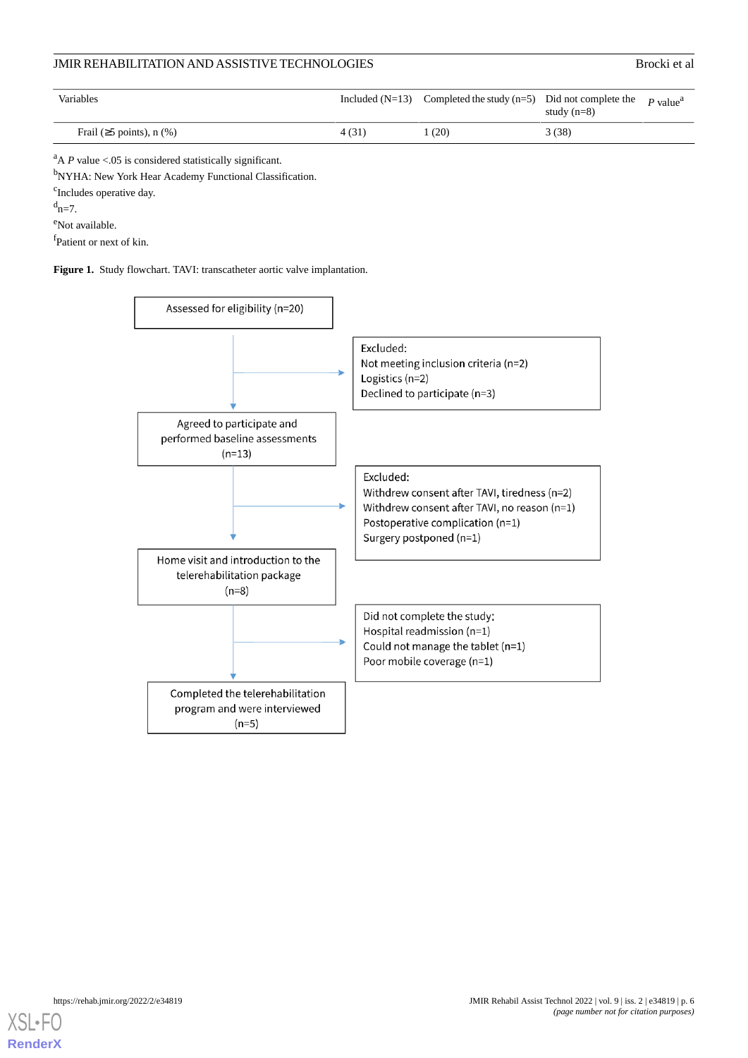| Variables | Included (N=13) | Completed the study (n=5) | Did not complete the study (n=8) | *P* value[a] |
|---|---|---|---|---|
| Frail (≥5 points), n (%) | 4 (31) | 1 (20) | 3 (38) | |

[a]A *P* value <.05 is considered statistically significant.

[b]NYHA: New York Hear Academy Functional Classification.

[c]Includes operative day.

[d]n=7.

[e]Not available.

[f]Patient or next of kin.

**Figure 1.** Study flowchart. TAVI: transcatheter aortic valve implantation.

Assessed for eligibility (n=20)

Excluded:
Not meeting inclusion criteria (n=2)
Logistics (n=2)
Declined to participate (n=3)

Agreed to participate and performed baseline assessments (n=13)

Excluded:
Withdrew consent after TAVI, tiredness (n=2)
Withdrew consent after TAVI, no reason (n=1)
Postoperative complication (n=1)
Surgery postponed (n=1)

Home visit and introduction to the telerehabilitation package (n=8)

Did not complete the study:
Hospital readmission (n=1)
Could not manage the tablet (n=1)
Poor mobile coverage (n=1)

Completed the telerehabilitation program and were interviewed (n=5)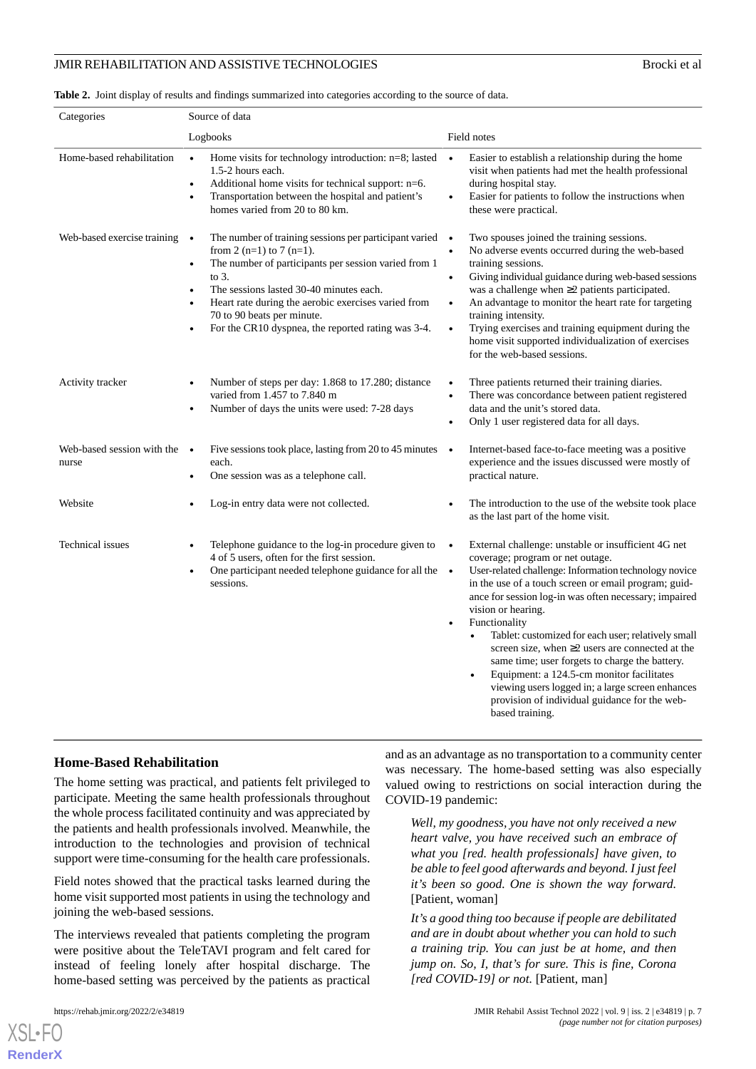**Table 2.** Joint display of results and findings summarized into categories according to the source of data.

| Categories | Source of data | |
|---|---|---|
| | Logbooks | Field notes |
| Home-based rehabilitation | • Home visits for technology introduction: n=8; lasted 1.5-2 hours each.<br>• Additional home visits for technical support: n=6.<br>• Transportation between the hospital and patient's homes varied from 20 to 80 km. | • Easier to establish a relationship during the home visit when patients had met the health professional during hospital stay.<br>• Easier for patients to follow the instructions when these were practical. |
| Web-based exercise training | • The number of training sessions per participant varied from 2 (n=1) to 7 (n=1).<br>• The number of participants per session varied from 1 to 3.<br>• The sessions lasted 30-40 minutes each.<br>• Heart rate during the aerobic exercises varied from 70 to 90 beats per minute.<br>• For the CR10 dyspnea, the reported rating was 3-4. | • Two spouses joined the training sessions.<br>• No adverse events occurred during the web-based training sessions.<br>• Giving individual guidance during web-based sessions was a challenge when ≥2 patients participated.<br>• An advantage to monitor the heart rate for targeting training intensity.<br>• Trying exercises and training equipment during the home visit supported individualization of exercises for the web-based sessions. |
| Activity tracker | • Number of steps per day: 1.868 to 17.280; distance varied from 1.457 to 7.840 m<br>• Number of days the units were used: 7-28 days | • Three patients returned their training diaries.<br>• There was concordance between patient registered data and the unit's stored data.<br>• Only 1 user registered data for all days. |
| Web-based session with the nurse | • Five sessions took place, lasting from 20 to 45 minutes each.<br>• One session was as a telephone call. | • Internet-based face-to-face meeting was a positive experience and the issues discussed were mostly of practical nature. |
| Website | • Log-in entry data were not collected. | • The introduction to the use of the website took place as the last part of the home visit. |
| Technical issues | • Telephone guidance to the log-in procedure given to 4 of 5 users, often for the first session.<br>• One participant needed telephone guidance for all the sessions. | • External challenge: unstable or insufficient 4G net coverage; program or net outage.<br>• User-related challenge: Information technology novice in the use of a touch screen or email program; guidance for session log-in was often necessary; impaired vision or hearing.<br>• Functionality<br>  ◦ Tablet: customized for each user; relatively small screen size, when ≥2 users are connected at the same time; user forgets to charge the battery.<br>  ◦ Equipment: a 124.5-cm monitor facilitates viewing users logged in; a large screen enhances provision of individual guidance for the web-based training. |

## Home-Based Rehabilitation

The home setting was practical, and patients felt privileged to participate. Meeting the same health professionals throughout the whole process facilitated continuity and was appreciated by the patients and health professionals involved. Meanwhile, the introduction to the technologies and provision of technical support were time-consuming for the health care professionals.

Field notes showed that the practical tasks learned during the home visit supported most patients in using the technology and joining the web-based sessions.

The interviews revealed that patients completing the program were positive about the TeleTAVI program and felt cared for instead of feeling lonely after hospital discharge. The home-based setting was perceived by the patients as practical and as an advantage as no transportation to a community center was necessary. The home-based setting was also especially valued owing to restrictions on social interaction during the COVID-19 pandemic:

> *Well, my goodness, you have not only received a new heart valve, you have received such an embrace of what you [red. health professionals] have given, to be able to feel good afterwards and beyond. I just feel it's been so good. One is shown the way forward.* [Patient, woman]

> *It's a good thing too because if people are debilitated and are in doubt about whether you can hold to such a training trip. You can just be at home, and then jump on. So, I, that's for sure. This is fine, Corona [red COVID-19] or not.* [Patient, man]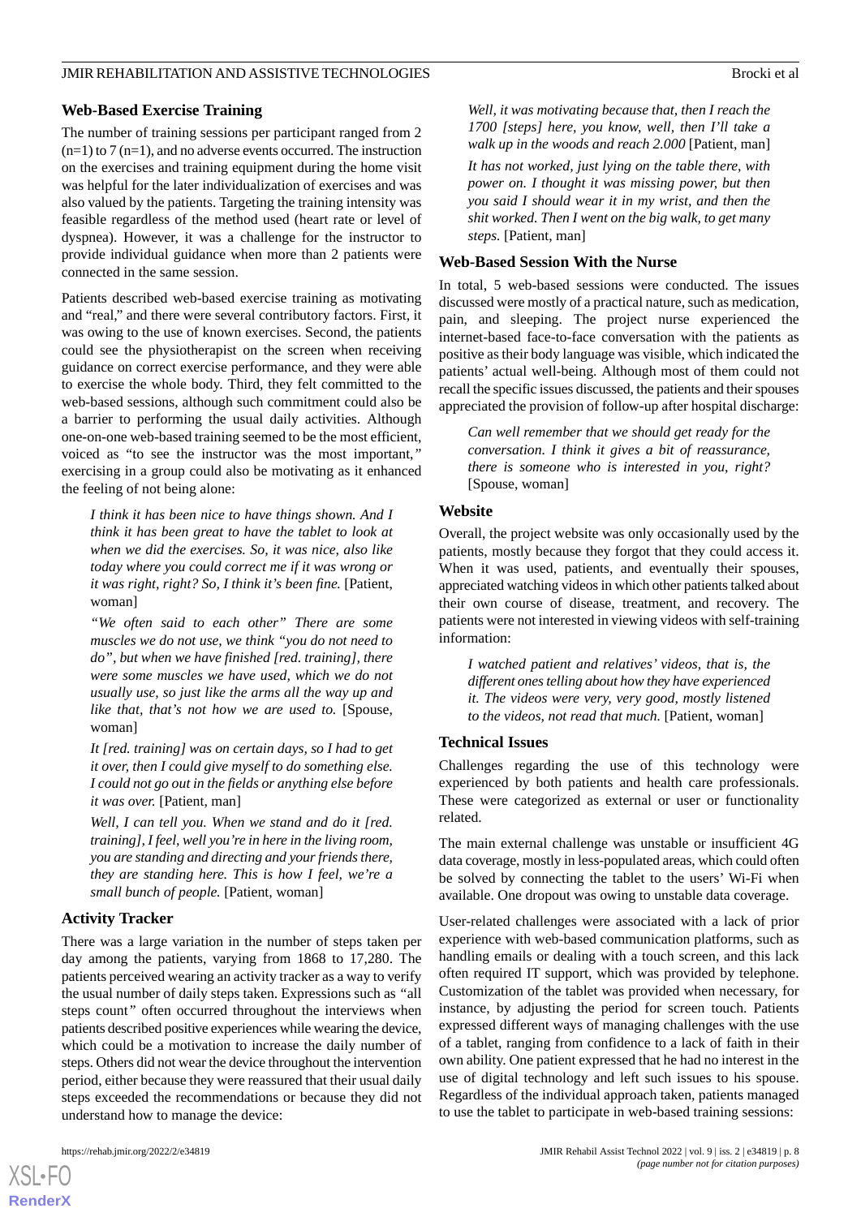## Web-Based Exercise Training

The number of training sessions per participant ranged from 2 (n=1) to 7 (n=1), and no adverse events occurred. The instruction on the exercises and training equipment during the home visit was helpful for the later individualization of exercises and was also valued by the patients. Targeting the training intensity was feasible regardless of the method used (heart rate or level of dyspnea). However, it was a challenge for the instructor to provide individual guidance when more than 2 patients were connected in the same session.

Patients described web-based exercise training as motivating and "real," and there were several contributory factors. First, it was owing to the use of known exercises. Second, the patients could see the physiotherapist on the screen when receiving guidance on correct exercise performance, and they were able to exercise the whole body. Third, they felt committed to the web-based sessions, although such commitment could also be a barrier to performing the usual daily activities. Although one-on-one web-based training seemed to be the most efficient, voiced as "to see the instructor was the most important," exercising in a group could also be motivating as it enhanced the feeling of not being alone:

> *I think it has been nice to have things shown. And I think it has been great to have the tablet to look at when we did the exercises. So, it was nice, also like today where you could correct me if it was wrong or it was right, right? So, I think it's been fine.* [Patient, woman]

> *"We often said to each other" There are some muscles we do not use, we think "you do not need to do", but when we have finished [red. training], there were some muscles we have used, which we do not usually use, so just like the arms all the way up and like that, that's not how we are used to.* [Spouse, woman]

> *It [red. training] was on certain days, so I had to get it over, then I could give myself to do something else. I could not go out in the fields or anything else before it was over.* [Patient, man]

> *Well, I can tell you. When we stand and do it [red. training], I feel, well you're in here in the living room, you are standing and directing and your friends there, they are standing here. This is how I feel, we're a small bunch of people.* [Patient, woman]

## Activity Tracker

There was a large variation in the number of steps taken per day among the patients, varying from 1868 to 17,280. The patients perceived wearing an activity tracker as a way to verify the usual number of daily steps taken. Expressions such as "all steps count" often occurred throughout the interviews when patients described positive experiences while wearing the device, which could be a motivation to increase the daily number of steps. Others did not wear the device throughout the intervention period, either because they were reassured that their usual daily steps exceeded the recommendations or because they did not understand how to manage the device:

> *Well, it was motivating because that, then I reach the 1700 [steps] here, you know, well, then I'll take a walk up in the woods and reach 2.000* [Patient, man]

> *It has not worked, just lying on the table there, with power on. I thought it was missing power, but then you said I should wear it in my wrist, and then the shit worked. Then I went on the big walk, to get many steps.* [Patient, man]

## Web-Based Session With the Nurse

In total, 5 web-based sessions were conducted. The issues discussed were mostly of a practical nature, such as medication, pain, and sleeping. The project nurse experienced the internet-based face-to-face conversation with the patients as positive as their body language was visible, which indicated the patients' actual well-being. Although most of them could not recall the specific issues discussed, the patients and their spouses appreciated the provision of follow-up after hospital discharge:

> *Can well remember that we should get ready for the conversation. I think it gives a bit of reassurance, there is someone who is interested in you, right?* [Spouse, woman]

## Website

Overall, the project website was only occasionally used by the patients, mostly because they forgot that they could access it. When it was used, patients, and eventually their spouses, appreciated watching videos in which other patients talked about their own course of disease, treatment, and recovery. The patients were not interested in viewing videos with self-training information:

> *I watched patient and relatives' videos, that is, the different ones telling about how they have experienced it. The videos were very, very good, mostly listened to the videos, not read that much.* [Patient, woman]

## Technical Issues

Challenges regarding the use of this technology were experienced by both patients and health care professionals. These were categorized as external or user or functionality related.

The main external challenge was unstable or insufficient 4G data coverage, mostly in less-populated areas, which could often be solved by connecting the tablet to the users' Wi-Fi when available. One dropout was owing to unstable data coverage.

User-related challenges were associated with a lack of prior experience with web-based communication platforms, such as handling emails or dealing with a touch screen, and this lack often required IT support, which was provided by telephone. Customization of the tablet was provided when necessary, for instance, by adjusting the period for screen touch. Patients expressed different ways of managing challenges with the use of a tablet, ranging from confidence to a lack of faith in their own ability. One patient expressed that he had no interest in the use of digital technology and left such issues to his spouse. Regardless of the individual approach taken, patients managed to use the tablet to participate in web-based training sessions: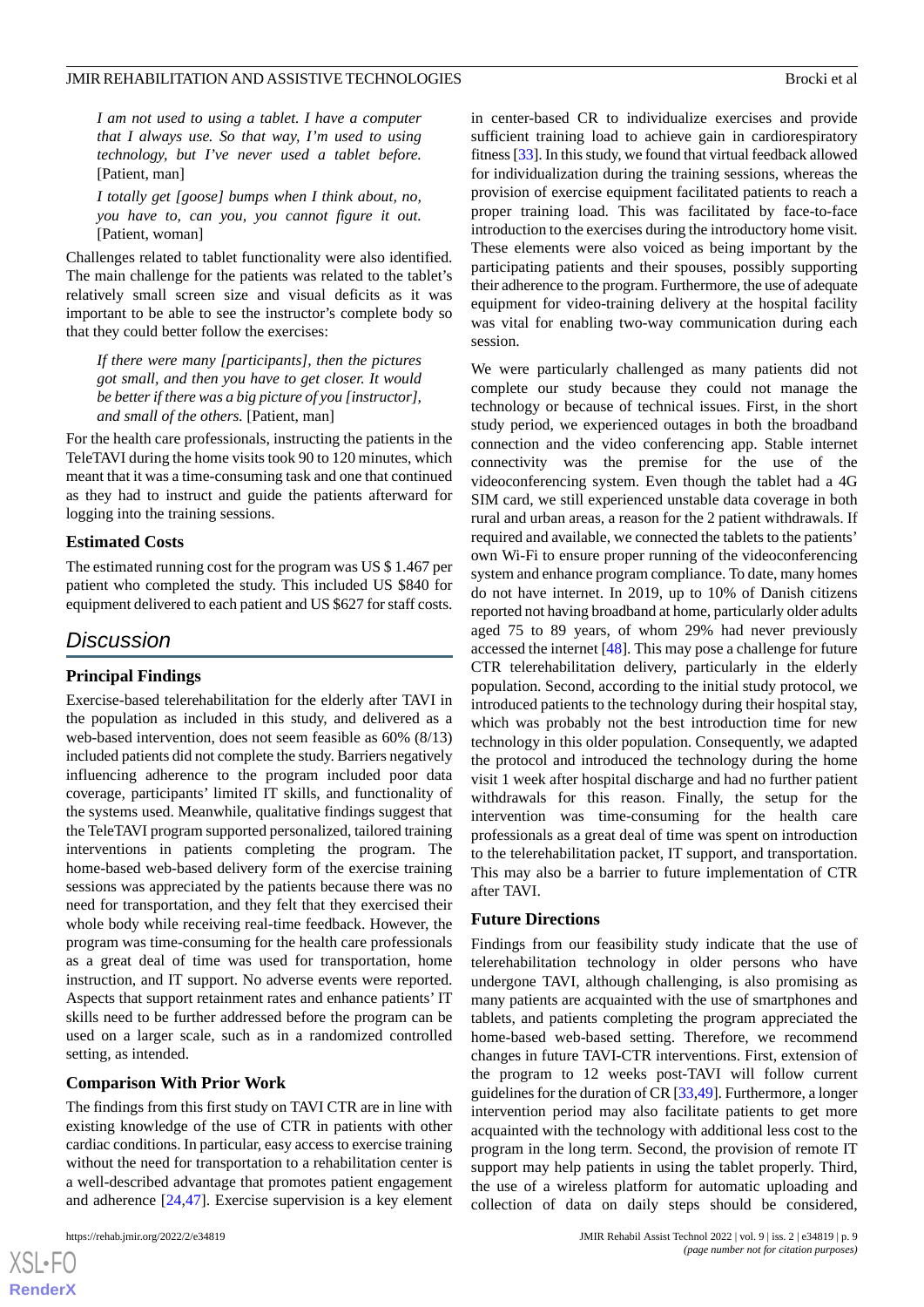*I am not used to using a tablet. I have a computer that I always use. So that way, I'm used to using technology, but I've never used a tablet before.* [Patient, man]

*I totally get [goose] bumps when I think about, no, you have to, can you, you cannot figure it out.* [Patient, woman]

Challenges related to tablet functionality were also identified. The main challenge for the patients was related to the tablet's relatively small screen size and visual deficits as it was important to be able to see the instructor's complete body so that they could better follow the exercises:

*If there were many [participants], then the pictures got small, and then you have to get closer. It would be better if there was a big picture of you [instructor], and small of the others.* [Patient, man]

For the health care professionals, instructing the patients in the TeleTAVI during the home visits took 90 to 120 minutes, which meant that it was a time-consuming task and one that continued as they had to instruct and guide the patients afterward for logging into the training sessions.

### Estimated Costs

The estimated running cost for the program was US $ 1.467 per patient who completed the study. This included US $840 for equipment delivered to each patient and US $627 for staff costs.

## Discussion

### Principal Findings

Exercise-based telerehabilitation for the elderly after TAVI in the population as included in this study, and delivered as a web-based intervention, does not seem feasible as 60% (8/13) included patients did not complete the study. Barriers negatively influencing adherence to the program included poor data coverage, participants' limited IT skills, and functionality of the systems used. Meanwhile, qualitative findings suggest that the TeleTAVI program supported personalized, tailored training interventions in patients completing the program. The home-based web-based delivery form of the exercise training sessions was appreciated by the patients because there was no need for transportation, and they felt that they exercised their whole body while receiving real-time feedback. However, the program was time-consuming for the health care professionals as a great deal of time was used for transportation, home instruction, and IT support. No adverse events were reported. Aspects that support retainment rates and enhance patients' IT skills need to be further addressed before the program can be used on a larger scale, such as in a randomized controlled setting, as intended.

### Comparison With Prior Work

The findings from this first study on TAVI CTR are in line with existing knowledge of the use of CTR in patients with other cardiac conditions. In particular, easy access to exercise training without the need for transportation to a rehabilitation center is a well-described advantage that promotes patient engagement and adherence [24,47]. Exercise supervision is a key element in center-based CR to individualize exercises and provide sufficient training load to achieve gain in cardiorespiratory fitness [33]. In this study, we found that virtual feedback allowed for individualization during the training sessions, whereas the provision of exercise equipment facilitated patients to reach a proper training load. This was facilitated by face-to-face introduction to the exercises during the introductory home visit. These elements were also voiced as being important by the participating patients and their spouses, possibly supporting their adherence to the program. Furthermore, the use of adequate equipment for video-training delivery at the hospital facility was vital for enabling two-way communication during each session.

We were particularly challenged as many patients did not complete our study because they could not manage the technology or because of technical issues. First, in the short study period, we experienced outages in both the broadband connection and the video conferencing app. Stable internet connectivity was the premise for the use of the videoconferencing system. Even though the tablet had a 4G SIM card, we still experienced unstable data coverage in both rural and urban areas, a reason for the 2 patient withdrawals. If required and available, we connected the tablets to the patients' own Wi-Fi to ensure proper running of the videoconferencing system and enhance program compliance. To date, many homes do not have internet. In 2019, up to 10% of Danish citizens reported not having broadband at home, particularly older adults aged 75 to 89 years, of whom 29% had never previously accessed the internet [48]. This may pose a challenge for future CTR telerehabilitation delivery, particularly in the elderly population. Second, according to the initial study protocol, we introduced patients to the technology during their hospital stay, which was probably not the best introduction time for new technology in this older population. Consequently, we adapted the protocol and introduced the technology during the home visit 1 week after hospital discharge and had no further patient withdrawals for this reason. Finally, the setup for the intervention was time-consuming for the health care professionals as a great deal of time was spent on introduction to the telerehabilitation packet, IT support, and transportation. This may also be a barrier to future implementation of CTR after TAVI.

### Future Directions

Findings from our feasibility study indicate that the use of telerehabilitation technology in older persons who have undergone TAVI, although challenging, is also promising as many patients are acquainted with the use of smartphones and tablets, and patients completing the program appreciated the home-based web-based setting. Therefore, we recommend changes in future TAVI-CTR interventions. First, extension of the program to 12 weeks post-TAVI will follow current guidelines for the duration of CR [33,49]. Furthermore, a longer intervention period may also facilitate patients to get more acquainted with the technology with additional less cost to the program in the long term. Second, the provision of remote IT support may help patients in using the tablet properly. Third, the use of a wireless platform for automatic uploading and collection of data on daily steps should be considered,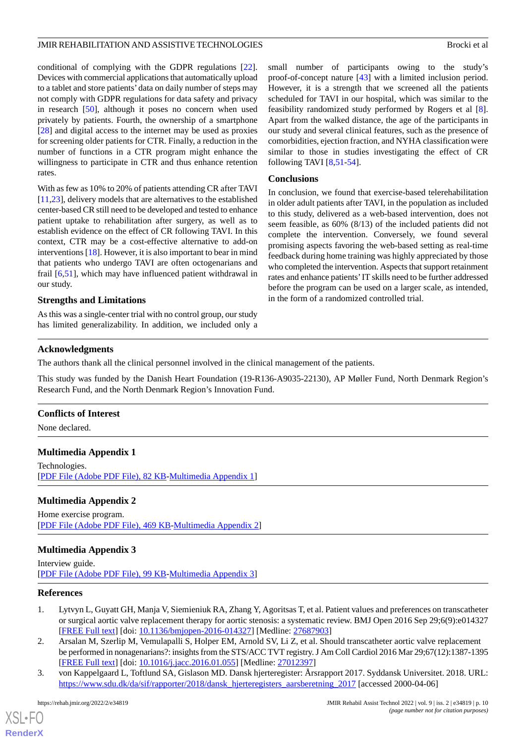conditional of complying with the GDPR regulations [22]. Devices with commercial applications that automatically upload to a tablet and store patients' data on daily number of steps may not comply with GDPR regulations for data safety and privacy in research [50], although it poses no concern when used privately by patients. Fourth, the ownership of a smartphone [28] and digital access to the internet may be used as proxies for screening older patients for CTR. Finally, a reduction in the number of functions in a CTR program might enhance the willingness to participate in CTR and thus enhance retention rates.

With as few as 10% to 20% of patients attending CR after TAVI [11,23], delivery models that are alternatives to the established center-based CR still need to be developed and tested to enhance patient uptake to rehabilitation after surgery, as well as to establish evidence on the effect of CR following TAVI. In this context, CTR may be a cost-effective alternative to add-on interventions [18]. However, it is also important to bear in mind that patients who undergo TAVI are often octogenarians and frail [6,51], which may have influenced patient withdrawal in our study.

### Strengths and Limitations

As this was a single-center trial with no control group, our study has limited generalizability. In addition, we included only a small number of participants owing to the study's proof-of-concept nature [43] with a limited inclusion period. However, it is a strength that we screened all the patients scheduled for TAVI in our hospital, which was similar to the feasibility randomized study performed by Rogers et al [8]. Apart from the walked distance, the age of the participants in our study and several clinical features, such as the presence of comorbidities, ejection fraction, and NYHA classification were similar to those in studies investigating the effect of CR following TAVI [8,51-54].

### Conclusions

In conclusion, we found that exercise-based telerehabilitation in older adult patients after TAVI, in the population as included to this study, delivered as a web-based intervention, does not seem feasible, as 60% (8/13) of the included patients did not complete the intervention. Conversely, we found several promising aspects favoring the web-based setting as real-time feedback during home training was highly appreciated by those who completed the intervention. Aspects that support retainment rates and enhance patients' IT skills need to be further addressed before the program can be used on a larger scale, as intended, in the form of a randomized controlled trial.

## Acknowledgments

The authors thank all the clinical personnel involved in the clinical management of the patients.

This study was funded by the Danish Heart Foundation (19-R136-A9035-22130), AP Møller Fund, North Denmark Region's Research Fund, and the North Denmark Region's Innovation Fund.

## Conflicts of Interest

None declared.

## Multimedia Appendix 1

Technologies.
[PDF File (Adobe PDF File), 82 KB-Multimedia Appendix 1]

## Multimedia Appendix 2

Home exercise program.
[PDF File (Adobe PDF File), 469 KB-Multimedia Appendix 2]

## Multimedia Appendix 3

Interview guide.
[PDF File (Adobe PDF File), 99 KB-Multimedia Appendix 3]

## References

1. Lytvyn L, Guyatt GH, Manja V, Siemieniuk RA, Zhang Y, Agoritsas T, et al. Patient values and preferences on transcatheter or surgical aortic valve replacement therapy for aortic stenosis: a systematic review. BMJ Open 2016 Sep 29;6(9):e014327 [FREE Full text] [doi: 10.1136/bmjopen-2016-014327] [Medline: 27687903]
2. Arsalan M, Szerlip M, Vemulapalli S, Holper EM, Arnold SV, Li Z, et al. Should transcatheter aortic valve replacement be performed in nonagenarians?: insights from the STS/ACC TVT registry. J Am Coll Cardiol 2016 Mar 29;67(12):1387-1395 [FREE Full text] [doi: 10.1016/j.jacc.2016.01.055] [Medline: 27012397]
3. von Kappelgaard L, Toftlund SA, Gislason MD. Dansk hjerteregister: Årsrapport 2017. Syddansk Universitet. 2018. URL: https://www.sdu.dk/da/sif/rapporter/2018/dansk_hjerteregisters_aarsberetning_2017 [accessed 2000-04-06]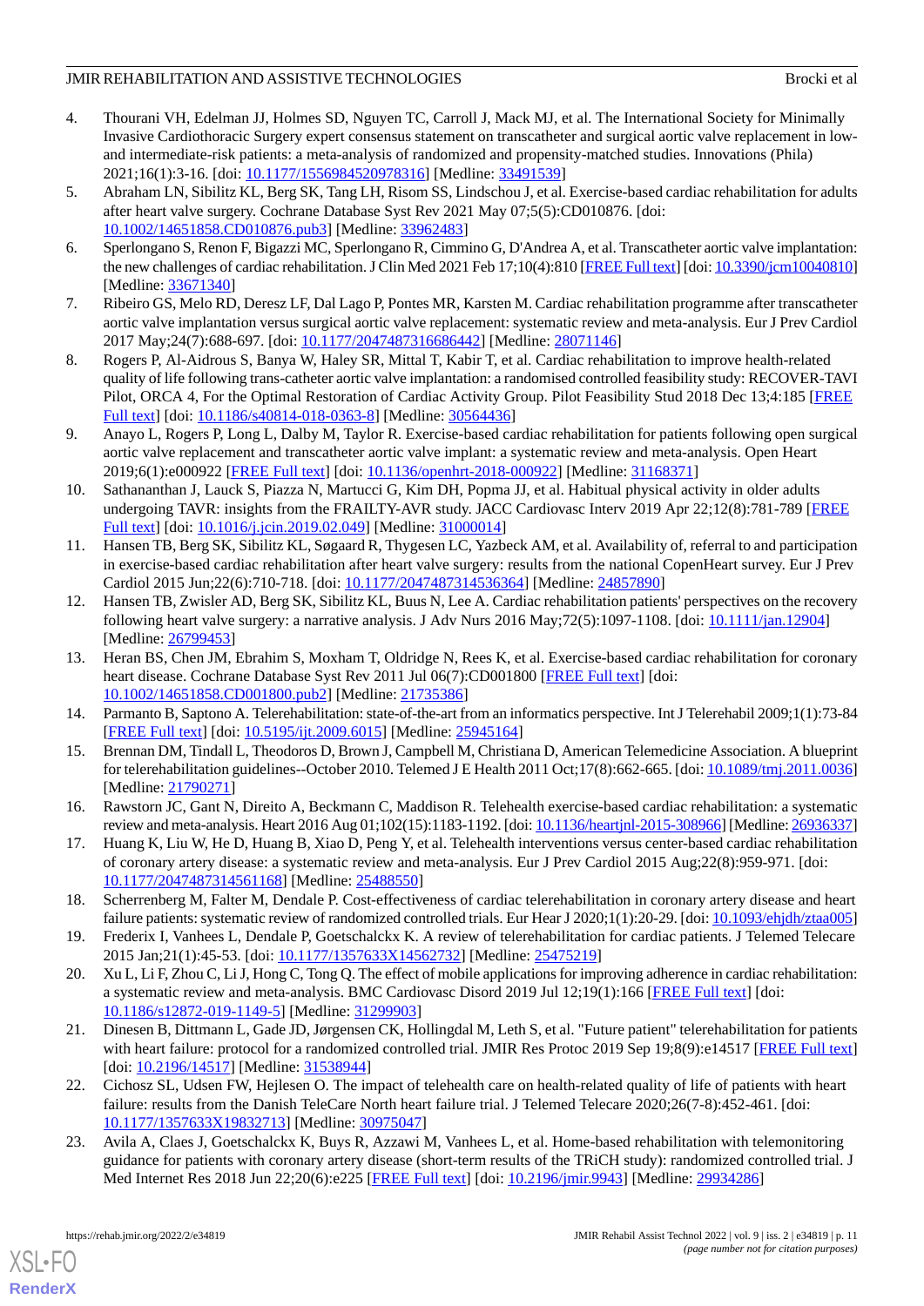4. Thourani VH, Edelman JJ, Holmes SD, Nguyen TC, Carroll J, Mack MJ, et al. The International Society for Minimally Invasive Cardiothoracic Surgery expert consensus statement on transcatheter and surgical aortic valve replacement in low- and intermediate-risk patients: a meta-analysis of randomized and propensity-matched studies. Innovations (Phila) 2021;16(1):3-16. [doi: 10.1177/1556984520978316] [Medline: 33491539]
5. Abraham LN, Sibilitz KL, Berg SK, Tang LH, Risom SS, Lindschou J, et al. Exercise-based cardiac rehabilitation for adults after heart valve surgery. Cochrane Database Syst Rev 2021 May 07;5(5):CD010876. [doi: 10.1002/14651858.CD010876.pub3] [Medline: 33962483]
6. Sperlongano S, Renon F, Bigazzi MC, Sperlongano R, Cimmino G, D'Andrea A, et al. Transcatheter aortic valve implantation: the new challenges of cardiac rehabilitation. J Clin Med 2021 Feb 17;10(4):810 [FREE Full text] [doi: 10.3390/jcm10040810] [Medline: 33671340]
7. Ribeiro GS, Melo RD, Deresz LF, Dal Lago P, Pontes MR, Karsten M. Cardiac rehabilitation programme after transcatheter aortic valve implantation versus surgical aortic valve replacement: systematic review and meta-analysis. Eur J Prev Cardiol 2017 May;24(7):688-697. [doi: 10.1177/2047487316686442] [Medline: 28071146]
8. Rogers P, Al-Aidrous S, Banya W, Haley SR, Mittal T, Kabir T, et al. Cardiac rehabilitation to improve health-related quality of life following trans-catheter aortic valve implantation: a randomised controlled feasibility study: RECOVER-TAVI Pilot, ORCA 4, For the Optimal Restoration of Cardiac Activity Group. Pilot Feasibility Stud 2018 Dec 13;4:185 [FREE Full text] [doi: 10.1186/s40814-018-0363-8] [Medline: 30564436]
9. Anayo L, Rogers P, Long L, Dalby M, Taylor R. Exercise-based cardiac rehabilitation for patients following open surgical aortic valve replacement and transcatheter aortic valve implant: a systematic review and meta-analysis. Open Heart 2019;6(1):e000922 [FREE Full text] [doi: 10.1136/openhrt-2018-000922] [Medline: 31168371]
10. Sathananthan J, Lauck S, Piazza N, Martucci G, Kim DH, Popma JJ, et al. Habitual physical activity in older adults undergoing TAVR: insights from the FRAILTY-AVR study. JACC Cardiovasc Interv 2019 Apr 22;12(8):781-789 [FREE Full text] [doi: 10.1016/j.jcin.2019.02.049] [Medline: 31000014]
11. Hansen TB, Berg SK, Sibilitz KL, Søgaard R, Thygesen LC, Yazbeck AM, et al. Availability of, referral to and participation in exercise-based cardiac rehabilitation after heart valve surgery: results from the national CopenHeart survey. Eur J Prev Cardiol 2015 Jun;22(6):710-718. [doi: 10.1177/2047487314536364] [Medline: 24857890]
12. Hansen TB, Zwisler AD, Berg SK, Sibilitz KL, Buus N, Lee A. Cardiac rehabilitation patients' perspectives on the recovery following heart valve surgery: a narrative analysis. J Adv Nurs 2016 May;72(5):1097-1108. [doi: 10.1111/jan.12904] [Medline: 26799453]
13. Heran BS, Chen JM, Ebrahim S, Moxham T, Oldridge N, Rees K, et al. Exercise-based cardiac rehabilitation for coronary heart disease. Cochrane Database Syst Rev 2011 Jul 06(7):CD001800 [FREE Full text] [doi: 10.1002/14651858.CD001800.pub2] [Medline: 21735386]
14. Parmanto B, Saptono A. Telerehabilitation: state-of-the-art from an informatics perspective. Int J Telerehabil 2009;1(1):73-84 [FREE Full text] [doi: 10.5195/ijt.2009.6015] [Medline: 25945164]
15. Brennan DM, Tindall L, Theodoros D, Brown J, Campbell M, Christiana D, American Telemedicine Association. A blueprint for telerehabilitation guidelines--October 2010. Telemed J E Health 2011 Oct;17(8):662-665. [doi: 10.1089/tmj.2011.0036] [Medline: 21790271]
16. Rawstorn JC, Gant N, Direito A, Beckmann C, Maddison R. Telehealth exercise-based cardiac rehabilitation: a systematic review and meta-analysis. Heart 2016 Aug 01;102(15):1183-1192. [doi: 10.1136/heartjnl-2015-308966] [Medline: 26936337]
17. Huang K, Liu W, He D, Huang B, Xiao D, Peng Y, et al. Telehealth interventions versus center-based cardiac rehabilitation of coronary artery disease: a systematic review and meta-analysis. Eur J Prev Cardiol 2015 Aug;22(8):959-971. [doi: 10.1177/2047487314561168] [Medline: 25488550]
18. Scherrenberg M, Falter M, Dendale P. Cost-effectiveness of cardiac telerehabilitation in coronary artery disease and heart failure patients: systematic review of randomized controlled trials. Eur Hear J 2020;1(1):20-29. [doi: 10.1093/ehjdh/ztaa005]
19. Frederix I, Vanhees L, Dendale P, Goetschalckx K. A review of telerehabilitation for cardiac patients. J Telemed Telecare 2015 Jan;21(1):45-53. [doi: 10.1177/1357633X14562732] [Medline: 25475219]
20. Xu L, Li F, Zhou C, Li J, Hong C, Tong Q. The effect of mobile applications for improving adherence in cardiac rehabilitation: a systematic review and meta-analysis. BMC Cardiovasc Disord 2019 Jul 12;19(1):166 [FREE Full text] [doi: 10.1186/s12872-019-1149-5] [Medline: 31299903]
21. Dinesen B, Dittmann L, Gade JD, Jørgensen CK, Hollingdal M, Leth S, et al. "Future patient" telerehabilitation for patients with heart failure: protocol for a randomized controlled trial. JMIR Res Protoc 2019 Sep 19;8(9):e14517 [FREE Full text] [doi: 10.2196/14517] [Medline: 31538944]
22. Cichosz SL, Udsen FW, Hejlesen O. The impact of telehealth care on health-related quality of life of patients with heart failure: results from the Danish TeleCare North heart failure trial. J Telemed Telecare 2020;26(7-8):452-461. [doi: 10.1177/1357633X19832713] [Medline: 30975047]
23. Avila A, Claes J, Goetschalckx K, Buys R, Azzawi M, Vanhees L, et al. Home-based rehabilitation with telemonitoring guidance for patients with coronary artery disease (short-term results of the TRiCH study): randomized controlled trial. J Med Internet Res 2018 Jun 22;20(6):e225 [FREE Full text] [doi: 10.2196/jmir.9943] [Medline: 29934286]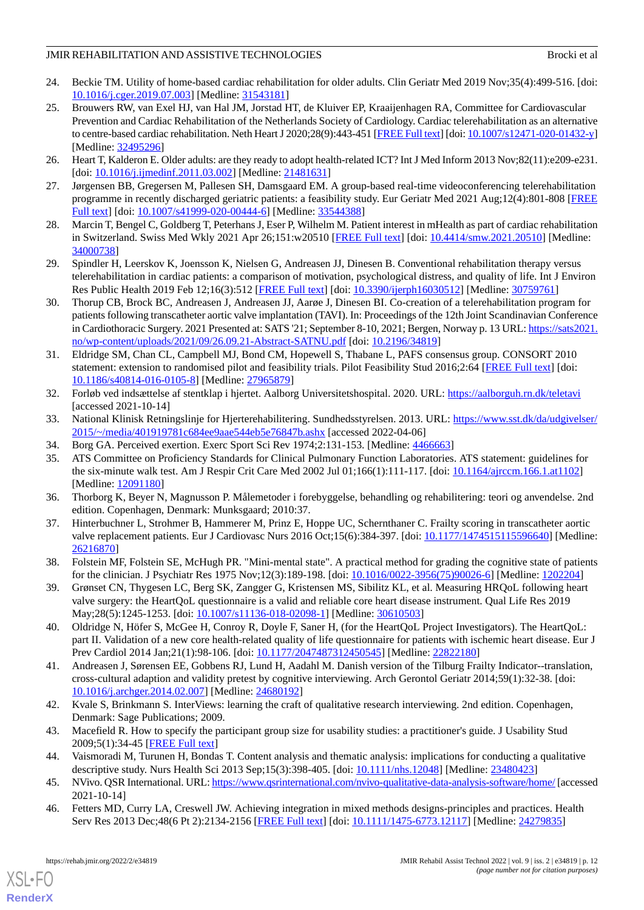24. Beckie TM. Utility of home-based cardiac rehabilitation for older adults. Clin Geriatr Med 2019 Nov;35(4):499-516. [doi: 10.1016/j.cger.2019.07.003] [Medline: 31543181]
25. Brouwers RW, van Exel HJ, van Hal JM, Jorstad HT, de Kluiver EP, Kraaijenhagen RA, Committee for Cardiovascular Prevention and Cardiac Rehabilitation of the Netherlands Society of Cardiology. Cardiac telerehabilitation as an alternative to centre-based cardiac rehabilitation. Neth Heart J 2020;28(9):443-451 [FREE Full text] [doi: 10.1007/s12471-020-01432-y] [Medline: 32495296]
26. Heart T, Kalderon E. Older adults: are they ready to adopt health-related ICT? Int J Med Inform 2013 Nov;82(11):e209-e231. [doi: 10.1016/j.ijmedinf.2011.03.002] [Medline: 21481631]
27. Jørgensen BB, Gregersen M, Pallesen SH, Damsgaard EM. A group-based real-time videoconferencing telerehabilitation programme in recently discharged geriatric patients: a feasibility study. Eur Geriatr Med 2021 Aug;12(4):801-808 [FREE Full text] [doi: 10.1007/s41999-020-00444-6] [Medline: 33544388]
28. Marcin T, Bengel C, Goldberg T, Peterhans J, Eser P, Wilhelm M. Patient interest in mHealth as part of cardiac rehabilitation in Switzerland. Swiss Med Wkly 2021 Apr 26;151:w20510 [FREE Full text] [doi: 10.4414/smw.2021.20510] [Medline: 34000738]
29. Spindler H, Leerskov K, Joensson K, Nielsen G, Andreasen JJ, Dinesen B. Conventional rehabilitation therapy versus telerehabilitation in cardiac patients: a comparison of motivation, psychological distress, and quality of life. Int J Environ Res Public Health 2019 Feb 12;16(3):512 [FREE Full text] [doi: 10.3390/ijerph16030512] [Medline: 30759761]
30. Thorup CB, Brock BC, Andreasen J, Andreasen JJ, Aarøe J, Dinesen BI. Co-creation of a telerehabilitation program for patients following transcatheter aortic valve implantation (TAVI). In: Proceedings of the 12th Joint Scandinavian Conference in Cardiothoracic Surgery. 2021 Presented at: SATS '21; September 8-10, 2021; Bergen, Norway p. 13 URL: https://sats2021.no/wp-content/uploads/2021/09/26.09.21-Abstract-SATNU.pdf [doi: 10.2196/34819]
31. Eldridge SM, Chan CL, Campbell MJ, Bond CM, Hopewell S, Thabane L, PAFS consensus group. CONSORT 2010 statement: extension to randomised pilot and feasibility trials. Pilot Feasibility Stud 2016;2:64 [FREE Full text] [doi: 10.1186/s40814-016-0105-8] [Medline: 27965879]
32. Forløb ved indsættelse af stentklap i hjertet. Aalborg Universitetshospital. 2020. URL: https://aalborguh.rn.dk/teletavi [accessed 2021-10-14]
33. National Klinisk Retningslinje for Hjerterehabilitering. Sundhedsstyrelsen. 2013. URL: https://www.sst.dk/da/udgivelser/2015/~/media/401919781c684ee9aae544eb5e76847b.ashx [accessed 2022-04-06]
34. Borg GA. Perceived exertion. Exerc Sport Sci Rev 1974;2:131-153. [Medline: 4466663]
35. ATS Committee on Proficiency Standards for Clinical Pulmonary Function Laboratories. ATS statement: guidelines for the six-minute walk test. Am J Respir Crit Care Med 2002 Jul 01;166(1):111-117. [doi: 10.1164/ajrccm.166.1.at1102] [Medline: 12091180]
36. Thorborg K, Beyer N, Magnusson P. Målemetoder i forebyggelse, behandling og rehabilitering: teori og anvendelse. 2nd edition. Copenhagen, Denmark: Munksgaard; 2010:37.
37. Hinterbuchner L, Strohmer B, Hammerer M, Prinz E, Hoppe UC, Schernthaner C. Frailty scoring in transcatheter aortic valve replacement patients. Eur J Cardiovasc Nurs 2016 Oct;15(6):384-397. [doi: 10.1177/1474515115596640] [Medline: 26216870]
38. Folstein MF, Folstein SE, McHugh PR. "Mini-mental state". A practical method for grading the cognitive state of patients for the clinician. J Psychiatr Res 1975 Nov;12(3):189-198. [doi: 10.1016/0022-3956(75)90026-6] [Medline: 1202204]
39. Grønset CN, Thygesen LC, Berg SK, Zangger G, Kristensen MS, Sibilitz KL, et al. Measuring HRQoL following heart valve surgery: the HeartQoL questionnaire is a valid and reliable core heart disease instrument. Qual Life Res 2019 May;28(5):1245-1253. [doi: 10.1007/s11136-018-02098-1] [Medline: 30610503]
40. Oldridge N, Höfer S, McGee H, Conroy R, Doyle F, Saner H, (for the HeartQoL Project Investigators). The HeartQoL: part II. Validation of a new core health-related quality of life questionnaire for patients with ischemic heart disease. Eur J Prev Cardiol 2014 Jan;21(1):98-106. [doi: 10.1177/2047487312450545] [Medline: 22822180]
41. Andreasen J, Sørensen EE, Gobbens RJ, Lund H, Aadahl M. Danish version of the Tilburg Frailty Indicator--translation, cross-cultural adaption and validity pretest by cognitive interviewing. Arch Gerontol Geriatr 2014;59(1):32-38. [doi: 10.1016/j.archger.2014.02.007] [Medline: 24680192]
42. Kvale S, Brinkmann S. InterViews: learning the craft of qualitative research interviewing. 2nd edition. Copenhagen, Denmark: Sage Publications; 2009.
43. Macefield R. How to specify the participant group size for usability studies: a practitioner's guide. J Usability Stud 2009;5(1):34-45 [FREE Full text]
44. Vaismoradi M, Turunen H, Bondas T. Content analysis and thematic analysis: implications for conducting a qualitative descriptive study. Nurs Health Sci 2013 Sep;15(3):398-405. [doi: 10.1111/nhs.12048] [Medline: 23480423]
45. NVivo. QSR International. URL: https://www.qsrinternational.com/nvivo-qualitative-data-analysis-software/home/ [accessed 2021-10-14]
46. Fetters MD, Curry LA, Creswell JW. Achieving integration in mixed methods designs-principles and practices. Health Serv Res 2013 Dec;48(6 Pt 2):2134-2156 [FREE Full text] [doi: 10.1111/1475-6773.12117] [Medline: 24279835]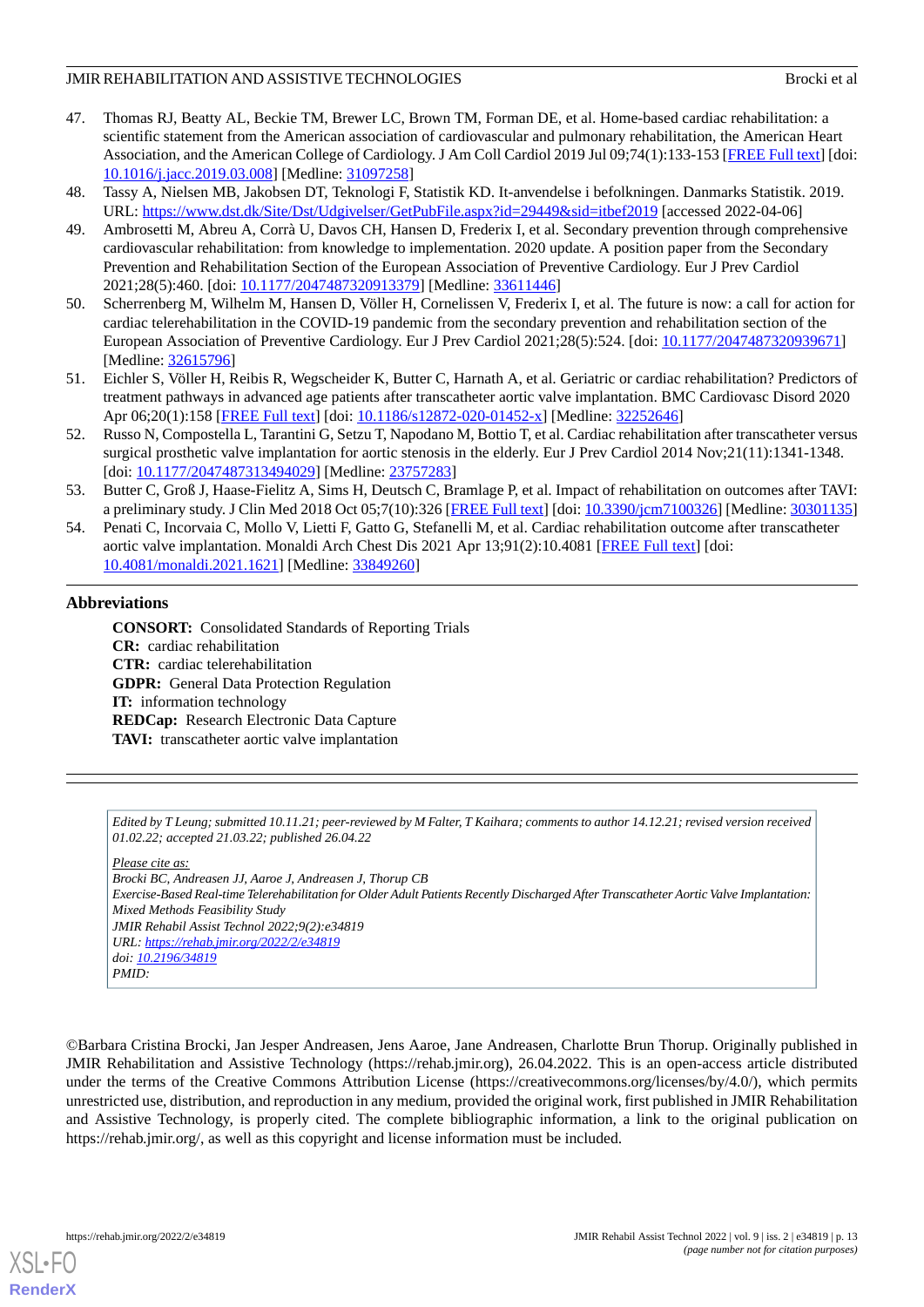47. Thomas RJ, Beatty AL, Beckie TM, Brewer LC, Brown TM, Forman DE, et al. Home-based cardiac rehabilitation: a scientific statement from the American association of cardiovascular and pulmonary rehabilitation, the American Heart Association, and the American College of Cardiology. J Am Coll Cardiol 2019 Jul 09;74(1):133-153 [FREE Full text] [doi: 10.1016/j.jacc.2019.03.008] [Medline: 31097258]
48. Tassy A, Nielsen MB, Jakobsen DT, Teknologi F, Statistik KD. It-anvendelse i befolkningen. Danmarks Statistik. 2019. URL: https://www.dst.dk/Site/Dst/Udgivelser/GetPubFile.aspx?id=29449&sid=itbef2019 [accessed 2022-04-06]
49. Ambrosetti M, Abreu A, Corrà U, Davos CH, Hansen D, Frederix I, et al. Secondary prevention through comprehensive cardiovascular rehabilitation: from knowledge to implementation. 2020 update. A position paper from the Secondary Prevention and Rehabilitation Section of the European Association of Preventive Cardiology. Eur J Prev Cardiol 2021;28(5):460. [doi: 10.1177/2047487320913379] [Medline: 33611446]
50. Scherrenberg M, Wilhelm M, Hansen D, Völler H, Cornelissen V, Frederix I, et al. The future is now: a call for action for cardiac telerehabilitation in the COVID-19 pandemic from the secondary prevention and rehabilitation section of the European Association of Preventive Cardiology. Eur J Prev Cardiol 2021;28(5):524. [doi: 10.1177/2047487320939671] [Medline: 32615796]
51. Eichler S, Völler H, Reibis R, Wegscheider K, Butter C, Harnath A, et al. Geriatric or cardiac rehabilitation? Predictors of treatment pathways in advanced age patients after transcatheter aortic valve implantation. BMC Cardiovasc Disord 2020 Apr 06;20(1):158 [FREE Full text] [doi: 10.1186/s12872-020-01452-x] [Medline: 32252646]
52. Russo N, Compostella L, Tarantini G, Setzu T, Napodano M, Bottio T, et al. Cardiac rehabilitation after transcatheter versus surgical prosthetic valve implantation for aortic stenosis in the elderly. Eur J Prev Cardiol 2014 Nov;21(11):1341-1348. [doi: 10.1177/2047487313494029] [Medline: 23757283]
53. Butter C, Groß J, Haase-Fielitz A, Sims H, Deutsch C, Bramlage P, et al. Impact of rehabilitation on outcomes after TAVI: a preliminary study. J Clin Med 2018 Oct 05;7(10):326 [FREE Full text] [doi: 10.3390/jcm7100326] [Medline: 30301135]
54. Penati C, Incorvaia C, Mollo V, Lietti F, Gatto G, Stefanelli M, et al. Cardiac rehabilitation outcome after transcatheter aortic valve implantation. Monaldi Arch Chest Dis 2021 Apr 13;91(2):10.4081 [FREE Full text] [doi: 10.4081/monaldi.2021.1621] [Medline: 33849260]

## Abbreviations

**CONSORT:** Consolidated Standards of Reporting Trials
**CR:** cardiac rehabilitation
**CTR:** cardiac telerehabilitation
**GDPR:** General Data Protection Regulation
**IT:** information technology
**REDCap:** Research Electronic Data Capture
**TAVI:** transcatheter aortic valve implantation

---

*Edited by T Leung; submitted 10.11.21; peer-reviewed by M Falter, T Kaihara; comments to author 14.12.21; revised version received 01.02.22; accepted 21.03.22; published 26.04.22*

*Please cite as:*
*Brocki BC, Andreasen JJ, Aaroe J, Andreasen J, Thorup CB*
*Exercise-Based Real-time Telerehabilitation for Older Adult Patients Recently Discharged After Transcatheter Aortic Valve Implantation: Mixed Methods Feasibility Study*
*JMIR Rehabil Assist Technol 2022;9(2):e34819*
*URL: https://rehab.jmir.org/2022/2/e34819*
*doi: 10.2196/34819*
*PMID:*

©Barbara Cristina Brocki, Jan Jesper Andreasen, Jens Aaroe, Jane Andreasen, Charlotte Brun Thorup. Originally published in JMIR Rehabilitation and Assistive Technology (https://rehab.jmir.org), 26.04.2022. This is an open-access article distributed under the terms of the Creative Commons Attribution License (https://creativecommons.org/licenses/by/4.0/), which permits unrestricted use, distribution, and reproduction in any medium, provided the original work, first published in JMIR Rehabilitation and Assistive Technology, is properly cited. The complete bibliographic information, a link to the original publication on https://rehab.jmir.org/, as well as this copyright and license information must be included.